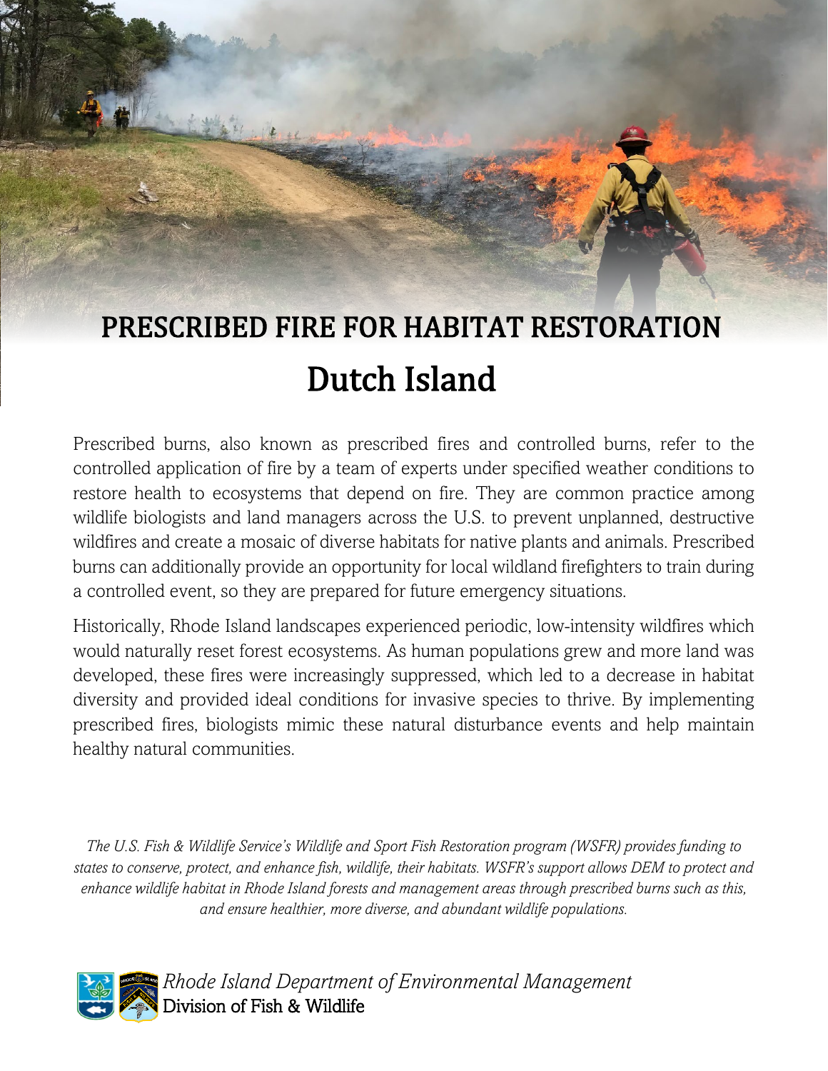# PRESCRIBED FIRE FOR HABITAT RESTORATION

## Dutch Island

Prescribed burns, also known as prescribed fires and controlled burns, refer to the controlled application of fire by a team of experts under specified weather conditions to restore health to ecosystems that depend on fire. They are common practice among wildlife biologists and land managers across the U.S. to prevent unplanned, destructive wildfires and create a mosaic of diverse habitats for native plants and animals. Prescribed burns can additionally provide an opportunity for local wildland firefighters to train during a controlled event, so they are prepared for future emergency situations.

Historically, Rhode Island landscapes experienced periodic, low-intensity wildfires which would naturally reset forest ecosystems. As human populations grew and more land was developed, these fires were increasingly suppressed, which led to a decrease in habitat diversity and provided ideal conditions for invasive species to thrive. By implementing prescribed fires, biologists mimic these natural disturbance events and help maintain healthy natural communities.

*The U.S. Fish & Wildlife Service's Wildlife and Sport Fish Restoration program (WSFR) provides funding to states to conserve, protect, and enhance fish, wildlife, their habitats. WSFR's support allows DEM to protect and enhance wildlife habitat in Rhode Island forests and management areas through prescribed burns such as this, and ensure healthier, more diverse, and abundant wildlife populations.*

*Rhode Island Department of Environmental Management*
Division of Fish & Wildlife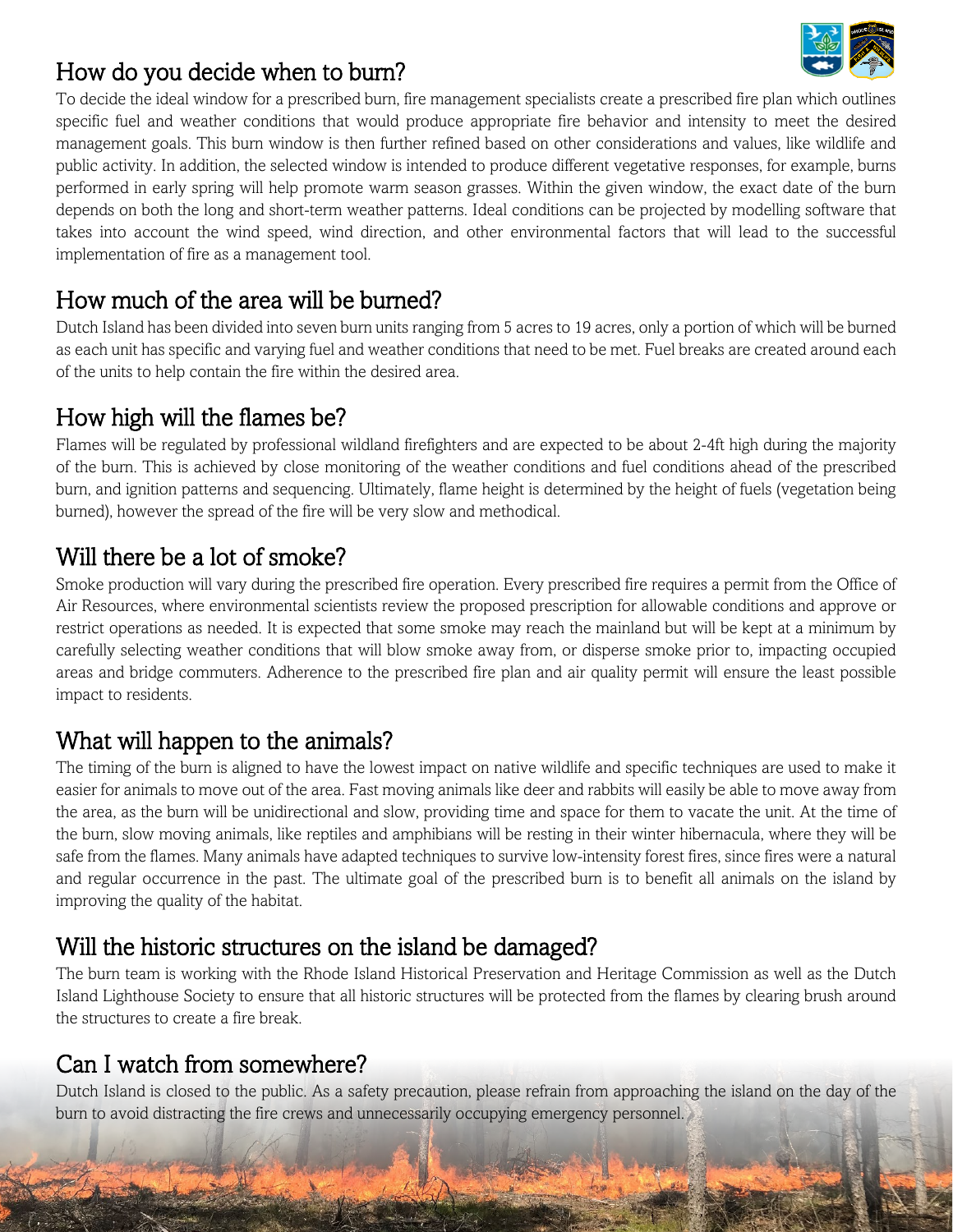## How do you decide when to burn?

To decide the ideal window for a prescribed burn, fire management specialists create a prescribed fire plan which outlines specific fuel and weather conditions that would produce appropriate fire behavior and intensity to meet the desired management goals. This burn window is then further refined based on other considerations and values, like wildlife and public activity. In addition, the selected window is intended to produce different vegetative responses, for example, burns performed in early spring will help promote warm season grasses. Within the given window, the exact date of the burn depends on both the long and short-term weather patterns. Ideal conditions can be projected by modelling software that takes into account the wind speed, wind direction, and other environmental factors that will lead to the successful implementation of fire as a management tool.

## How much of the area will be burned?

Dutch Island has been divided into seven burn units ranging from 5 acres to 19 acres, only a portion of which will be burned as each unit has specific and varying fuel and weather conditions that need to be met. Fuel breaks are created around each of the units to help contain the fire within the desired area.

## How high will the flames be?

Flames will be regulated by professional wildland firefighters and are expected to be about 2-4ft high during the majority of the burn. This is achieved by close monitoring of the weather conditions and fuel conditions ahead of the prescribed burn, and ignition patterns and sequencing. Ultimately, flame height is determined by the height of fuels (vegetation being burned), however the spread of the fire will be very slow and methodical.

## Will there be a lot of smoke?

Smoke production will vary during the prescribed fire operation. Every prescribed fire requires a permit from the Office of Air Resources, where environmental scientists review the proposed prescription for allowable conditions and approve or restrict operations as needed. It is expected that some smoke may reach the mainland but will be kept at a minimum by carefully selecting weather conditions that will blow smoke away from, or disperse smoke prior to, impacting occupied areas and bridge commuters. Adherence to the prescribed fire plan and air quality permit will ensure the least possible impact to residents.

## What will happen to the animals?

The timing of the burn is aligned to have the lowest impact on native wildlife and specific techniques are used to make it easier for animals to move out of the area. Fast moving animals like deer and rabbits will easily be able to move away from the area, as the burn will be unidirectional and slow, providing time and space for them to vacate the unit. At the time of the burn, slow moving animals, like reptiles and amphibians will be resting in their winter hibernacula, where they will be safe from the flames. Many animals have adapted techniques to survive low-intensity forest fires, since fires were a natural and regular occurrence in the past. The ultimate goal of the prescribed burn is to benefit all animals on the island by improving the quality of the habitat.

## Will the historic structures on the island be damaged?

The burn team is working with the Rhode Island Historical Preservation and Heritage Commission as well as the Dutch Island Lighthouse Society to ensure that all historic structures will be protected from the flames by clearing brush around the structures to create a fire break.

## Can I watch from somewhere?

Dutch Island is closed to the public. As a safety precaution, please refrain from approaching the island on the day of the burn to avoid distracting the fire crews and unnecessarily occupying emergency personnel.